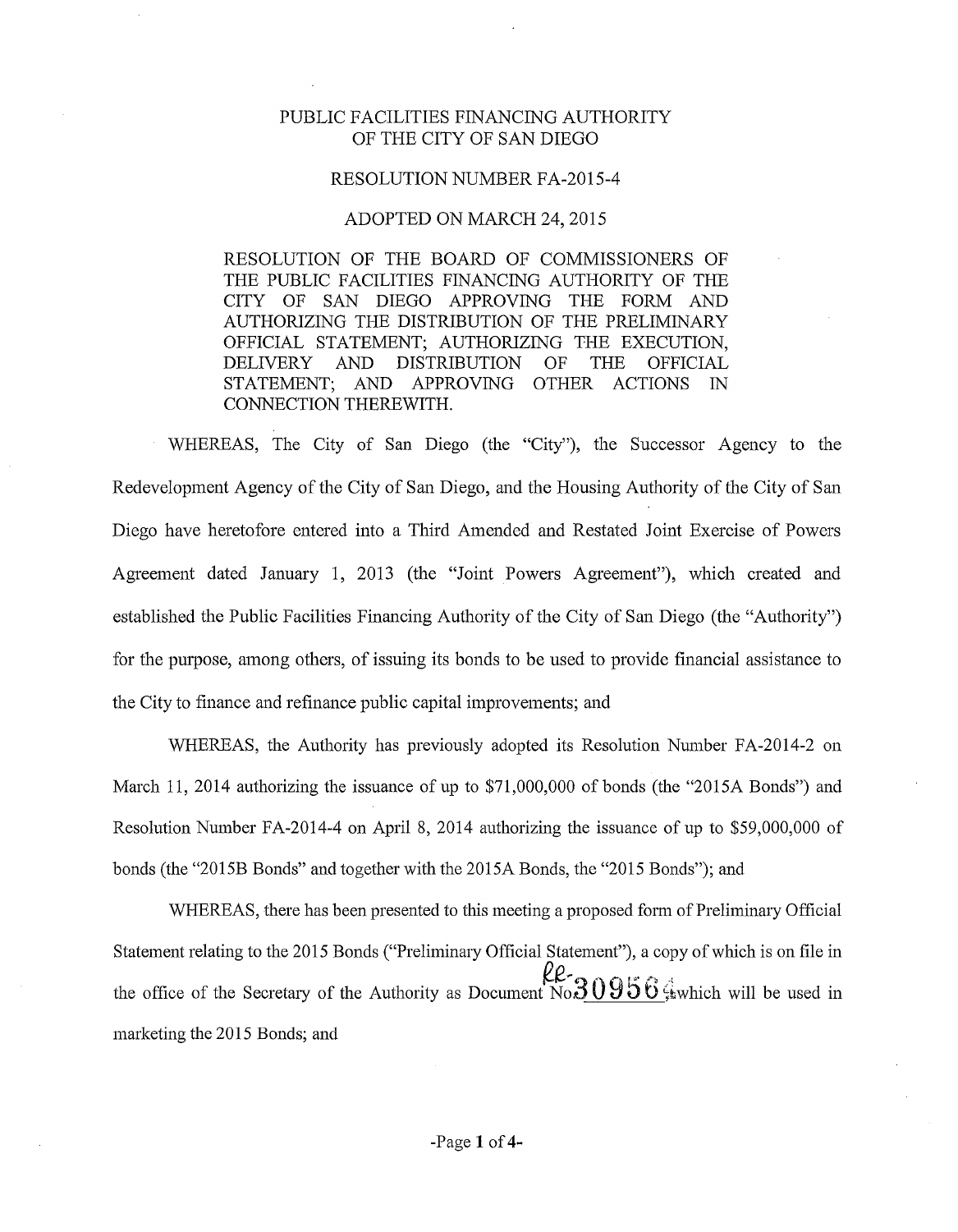# PUBLIC FACILITIES FINANCING AUTHORITY OF THE CITY OF SAN DIEGO

## RESOLUTION NUMBER FA-2015-4

## ADOPTED ON MARCH 24, 2015

RESOLUTION OF THE BOARD OF COMMISSIONERS OF THE PUBLIC FACILITIES FINANCING AUTHORITY OF THE CITY OF SAN DIEGO APPROVING THE FORM AND AUTHORIZING THE DISTRIBUTION OF THE PRELIMINARY OFFICIAL STATEMENT; AUTHORIZING THE EXECUTION, DELIVERY AND DISTRIBUTION OF THE OFFICIAL STATEMENT; AND APPROVING OTHER ACTIONS IN CONNECTION THEREWITH.

WHEREAS, The City of San Diego (the "City"), the Successor Agency to the Redevelopment Agency of the City of San Diego, and the Housing Authority of the City of San Diego have heretofore entered into a Third Amended and Restated Joint Exercise of Powers Agreement dated January 1, 2013 (the "Joint Powers Agreement"), which created and established the Public Facilities Financing Authority of the City of San Diego (the "Authority") for the purpose, among others, of issuing its bonds to be used to provide financial assistance to the City to finance and refinance public capital improvements; and

WHEREAS, the Authority has previously adopted its Resolution Number FA-2014-2 on March 11, 2014 authorizing the issuance of up to $71,000,000 of bonds (the "2015A Bonds") and Resolution Number FA-2014-4 on April 8, 2014 authorizing the issuance of up to $59,000,000 of bonds (the "2015B Bonds" and together with the 2015A Bonds, the "2015 Bonds"); and

WHEREAS, there has been presented to this meeting a proposed form of Preliminary Official Statement relating to the 2015 Bonds ("Preliminary Official Statement"), a copy of which is on file in the office of the Secretary of the Authority as Document No. RR-309564, which will be used in marketing the 2015 Bonds; and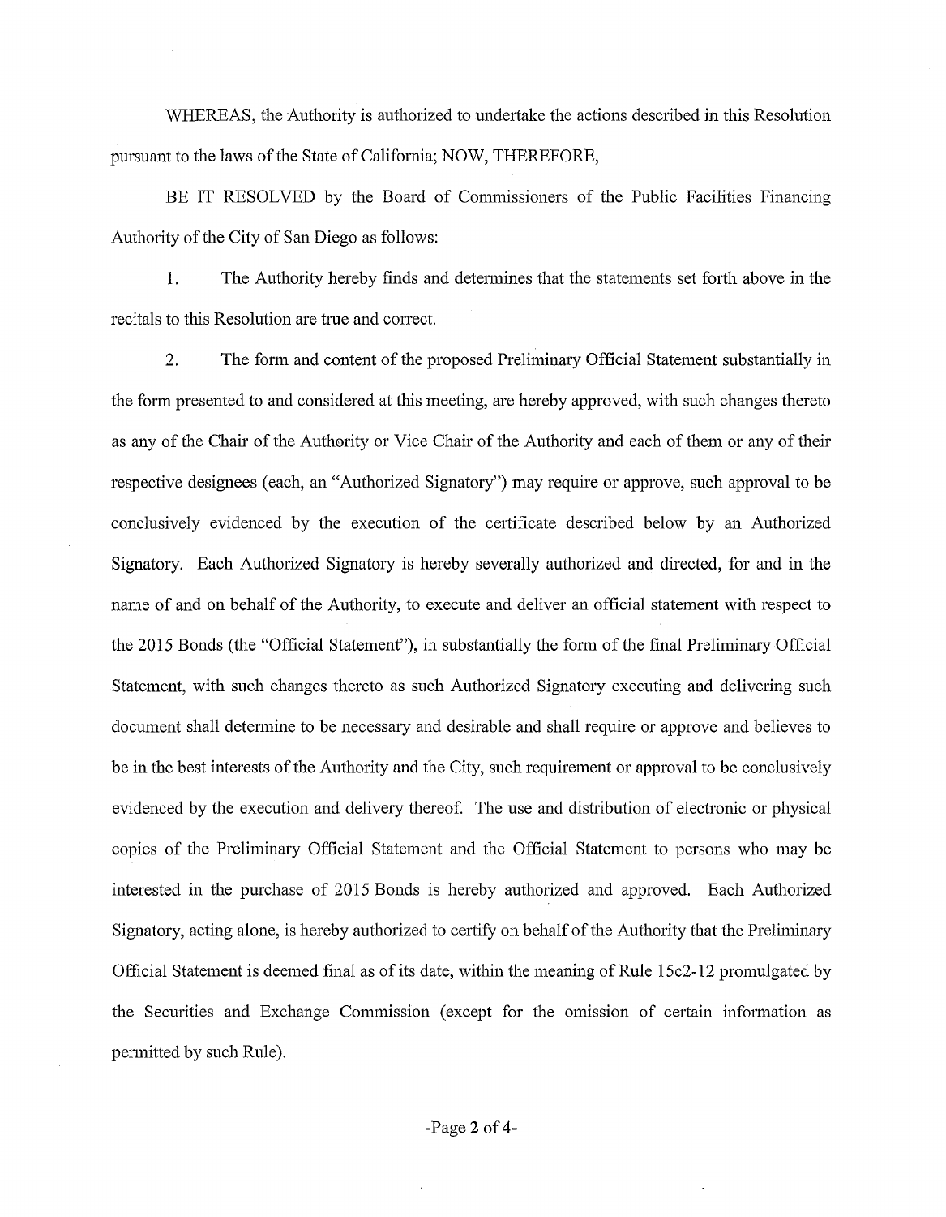WHEREAS, the Authority is authorized to undertake the actions described in this Resolution pursuant to the laws of the State of California; NOW, THEREFORE,

BE IT RESOLVED by the Board of Commissioners of the Public Facilities Financing Authority of the City of San Diego as follows:

1. The Authority hereby finds and determines that the statements set forth above in the recitals to this Resolution are true and correct.

2. The form and content of the proposed Preliminary Official Statement substantially in the form presented to and considered at this meeting, are hereby approved, with such changes thereto as any of the Chair of the Authority or Vice Chair of the Authority and each of them or any of their respective designees (each, an "Authorized Signatory") may require or approve, such approval to be conclusively evidenced by the execution of the certificate described below by an Authorized Signatory. Each Authorized Signatory is hereby severally authorized and directed, for and in the name of and on behalf of the Authority, to execute and deliver an official statement with respect to the 2015 Bonds (the "Official Statement"), in substantially the form of the final Preliminary Official Statement, with such changes thereto as such Authorized Signatory executing and delivering such document shall determine to be necessary and desirable and shall require or approve and believes to be in the best interests of the Authority and the City, such requirement or approval to be conclusively evidenced by the execution and delivery thereof. The use and distribution of electronic or physical copies of the Preliminary Official Statement and the Official Statement to persons who may be interested in the purchase of 2015 Bonds is hereby authorized and approved. Each Authorized Signatory, acting alone, is hereby authorized to certify on behalf of the Authority that the Preliminary Official Statement is deemed final as of its date, within the meaning of Rule 15c2-12 promulgated by the Securities and Exchange Commission (except for the omission of certain information as permitted by such Rule).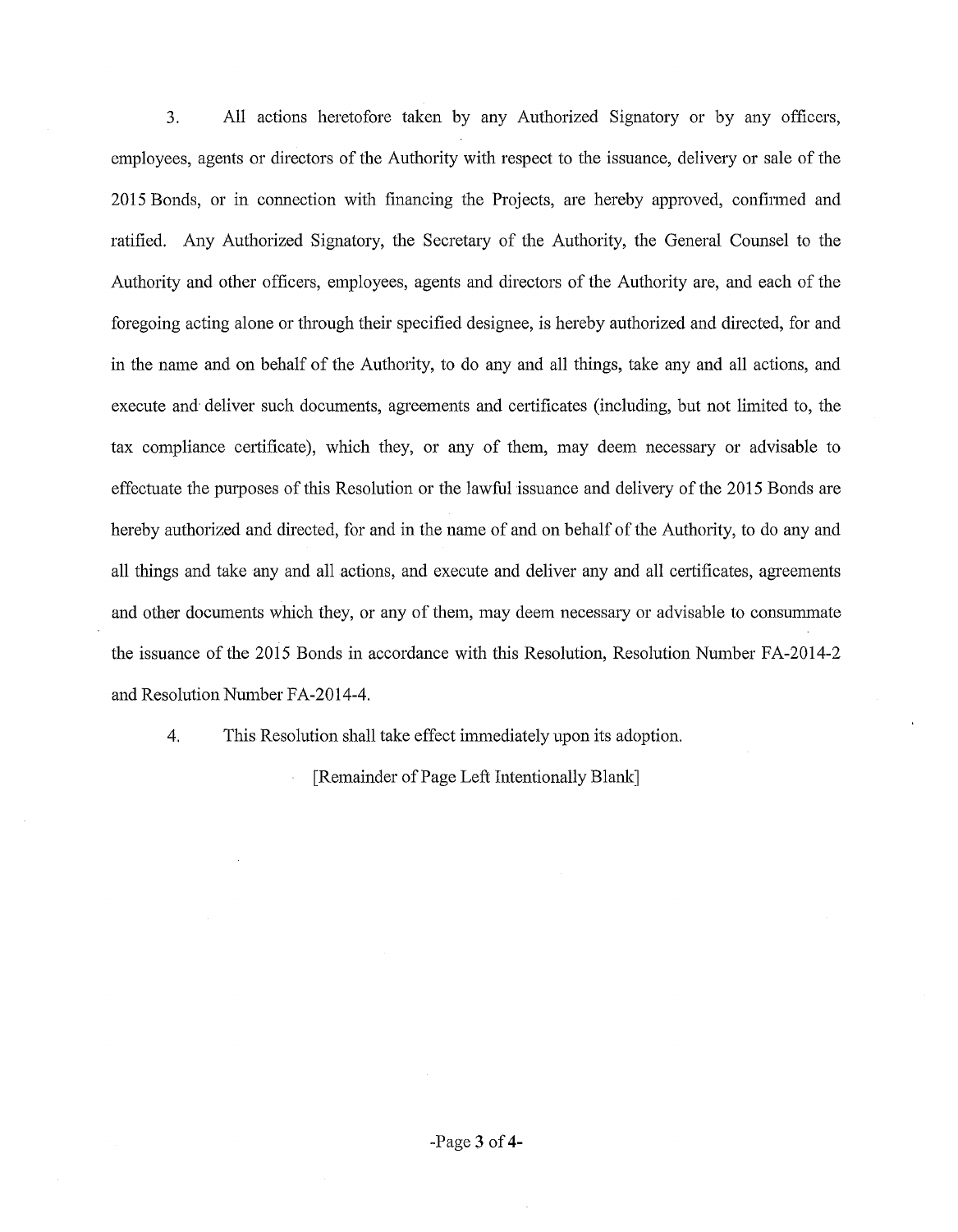3. All actions heretofore taken by any Authorized Signatory or by any officers, employees, agents or directors of the Authority with respect to the issuance, delivery or sale of the 2015 Bonds, or in connection with financing the Projects, are hereby approved, confirmed and ratified. Any Authorized Signatory, the Secretary of the Authority, the General Counsel to the Authority and other officers, employees, agents and directors of the Authority are, and each of the foregoing acting alone or through their specified designee, is hereby authorized and directed, for and in the name and on behalf of the Authority, to do any and all things, take any and all actions, and execute and deliver such documents, agreements and certificates (including, but not limited to, the tax compliance certificate), which they, or any of them, may deem necessary or advisable to effectuate the purposes of this Resolution or the lawful issuance and delivery of the 2015 Bonds are hereby authorized and directed, for and in the name of and on behalf of the Authority, to do any and all things and take any and all actions, and execute and deliver any and all certificates, agreements and other documents which they, or any of them, may deem necessary or advisable to consummate the issuance of the 2015 Bonds in accordance with this Resolution, Resolution Number FA-2014-2 and Resolution Number FA-2014-4.

4. This Resolution shall take effect immediately upon its adoption.

[Remainder of Page Left Intentionally Blank]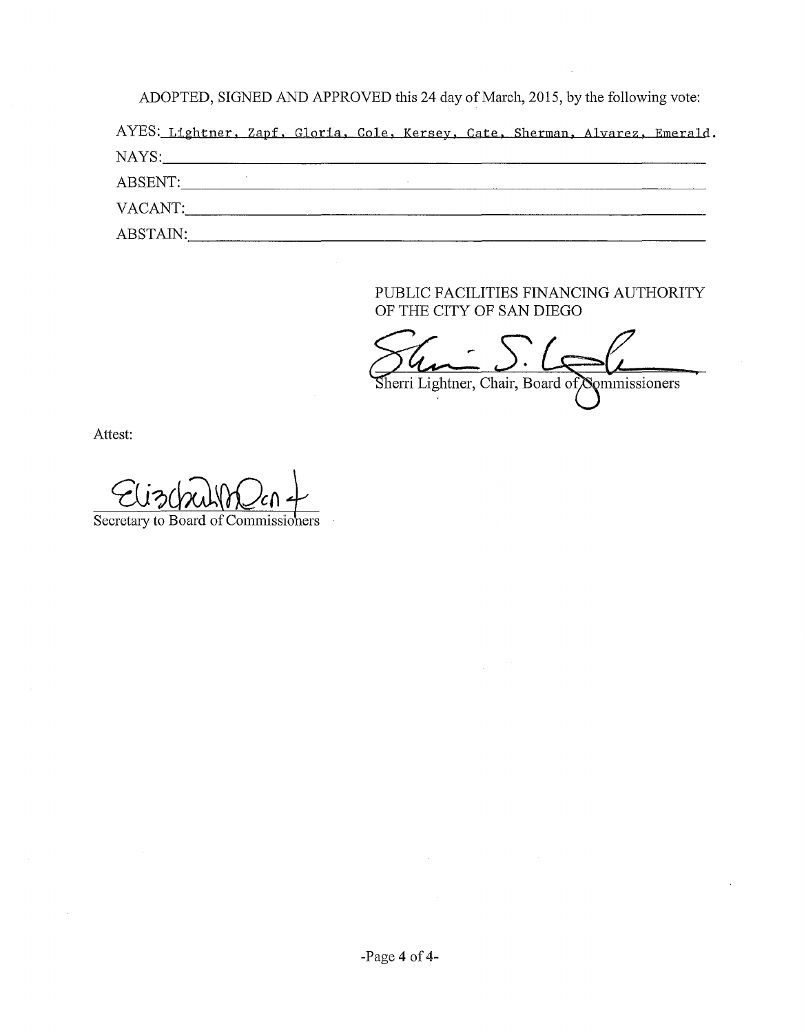ADOPTED, SIGNED AND APPROVED this 24 day of March, 2015, by the following vote:

AYES: Lightner, Zapf, Gloria, Cole, Kersey, Cate, Sherman, Alvarez, Emerald.

NAYS: ______________________

ABSENT: ______________________

VACANT: ______________________

ABSTAIN: ______________________

PUBLIC FACILITIES FINANCING AUTHORITY
OF THE CITY OF SAN DIEGO

Sherri Lightner, Chair, Board of Commissioners

Attest:

Secretary to Board of Commissioners